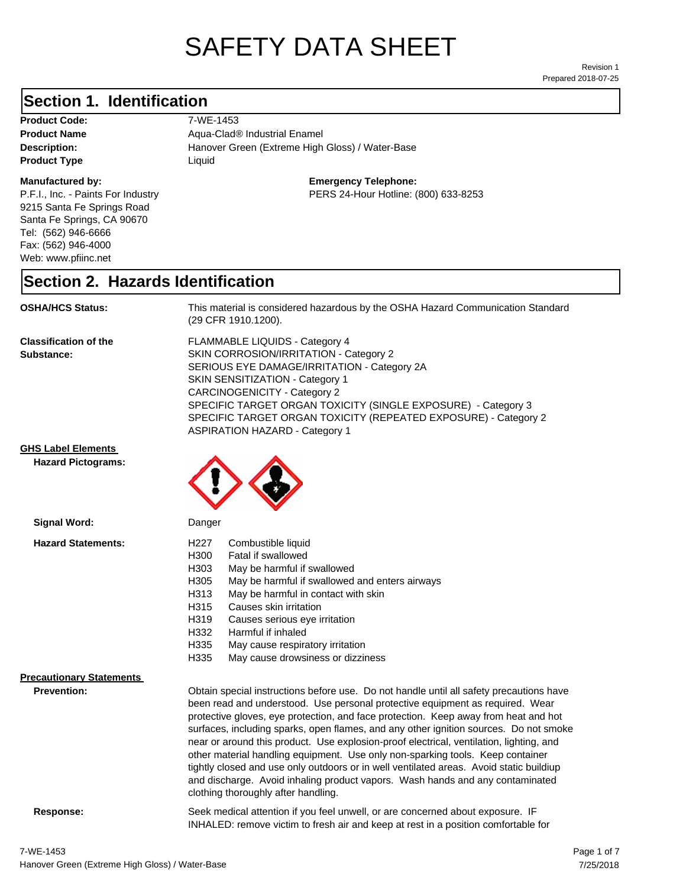# SAFETY DATA SHEET

Revision 1
Prepared 2018-07-25

## Section 1. Identification

**Product Code:** 7-WE-1453
**Product Name** Aqua-Clad® Industrial Enamel
**Description:** Hanover Green (Extreme High Gloss) / Water-Base
**Product Type** Liquid

**Manufactured by:**
P.F.I., Inc. - Paints For Industry
9215 Santa Fe Springs Road
Santa Fe Springs, CA 90670
Tel: (562) 946-6666
Fax: (562) 946-4000
Web: www.pfiinc.net

**Emergency Telephone:**
PERS 24-Hour Hotline: (800) 633-8253

## Section 2. Hazards Identification

**OSHA/HCS Status:** This material is considered hazardous by the OSHA Hazard Communication Standard (29 CFR 1910.1200).

**Classification of the Substance:**
FLAMMABLE LIQUIDS - Category 4
SKIN CORROSION/IRRITATION - Category 2
SERIOUS EYE DAMAGE/IRRITATION - Category 2A
SKIN SENSITIZATION - Category 1
CARCINOGENICITY - Category 2
SPECIFIC TARGET ORGAN TOXICITY (SINGLE EXPOSURE) - Category 3
SPECIFIC TARGET ORGAN TOXICITY (REPEATED EXPOSURE) - Category 2
ASPIRATION HAZARD - Category 1

**GHS Label Elements**

**Hazard Pictograms:**

**Signal Word:** Danger

**Hazard Statements:**

H227 Combustible liquid
H300 Fatal if swallowed
H303 May be harmful if swallowed
H305 May be harmful if swallowed and enters airways
H313 May be harmful in contact with skin
H315 Causes skin irritation
H319 Causes serious eye irritation
H332 Harmful if inhaled
H335 May cause respiratory irritation
H335 May cause drowsiness or dizziness

**Precautionary Statements**

**Prevention:** Obtain special instructions before use. Do not handle until all safety precautions have been read and understood. Use personal protective equipment as required. Wear protective gloves, eye protection, and face protection. Keep away from heat and hot surfaces, including sparks, open flames, and any other ignition sources. Do not smoke near or around this product. Use explosion-proof electrical, ventilation, lighting, and other material handling equipment. Use only non-sparking tools. Keep container tightly closed and use only outdoors or in well ventilated areas. Avoid static buildiup and discharge. Avoid inhaling product vapors. Wash hands and any contaminated clothing thoroughly after handling.

**Response:** Seek medical attention if you feel unwell, or are concerned about exposure. IF INHALED: remove victim to fresh air and keep at rest in a position comfortable for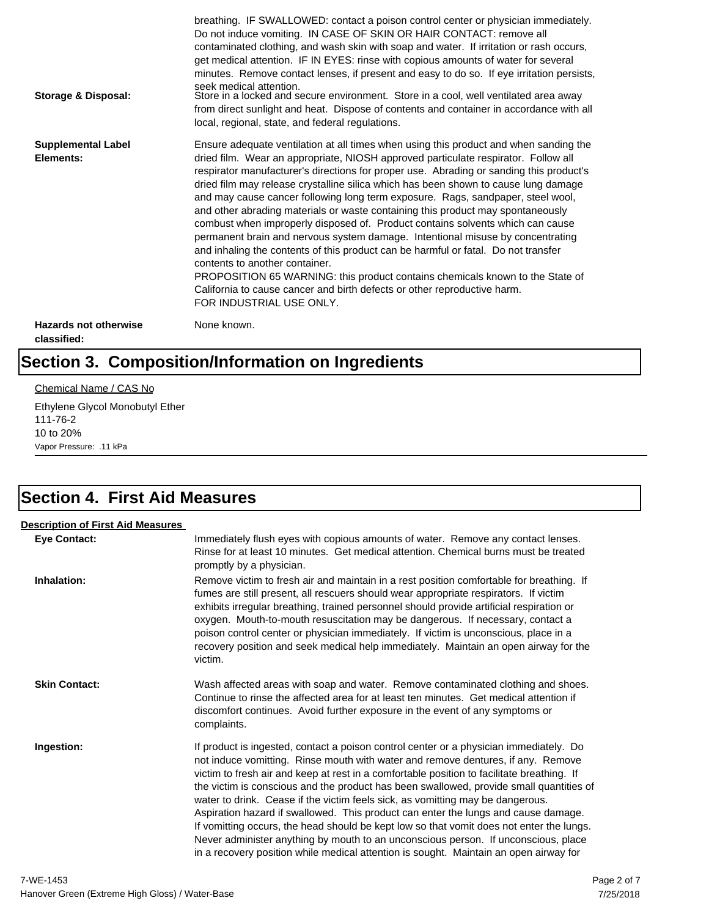breathing. IF SWALLOWED: contact a poison control center or physician immediately. Do not induce vomiting. IN CASE OF SKIN OR HAIR CONTACT: remove all contaminated clothing, and wash skin with soap and water. If irritation or rash occurs, get medical attention. IF IN EYES: rinse with copious amounts of water for several minutes. Remove contact lenses, if present and easy to do so. If eye irritation persists, seek medical attention.

**Storage & Disposal:** Store in a locked and secure environment. Store in a cool, well ventilated area away from direct sunlight and heat. Dispose of contents and container in accordance with all local, regional, state, and federal regulations.

**Supplemental Label Elements:** Ensure adequate ventilation at all times when using this product and when sanding the dried film. Wear an appropriate, NIOSH approved particulate respirator. Follow all respirator manufacturer's directions for proper use. Abrading or sanding this product's dried film may release crystalline silica which has been shown to cause lung damage and may cause cancer following long term exposure. Rags, sandpaper, steel wool, and other abrading materials or waste containing this product may spontaneously combust when improperly disposed of. Product contains solvents which can cause permanent brain and nervous system damage. Intentional misuse by concentrating and inhaling the contents of this product can be harmful or fatal. Do not transfer contents to another container.
PROPOSITION 65 WARNING: this product contains chemicals known to the State of California to cause cancer and birth defects or other reproductive harm.
FOR INDUSTRIAL USE ONLY.

**Hazards not otherwise classified:** None known.

# Section 3. Composition/Information on Ingredients

Chemical Name / CAS No

Ethylene Glycol Monobutyl Ether
111-76-2
10 to 20%
Vapor Pressure: .11 kPa

# Section 4. First Aid Measures

**Description of First Aid Measures**

**Eye Contact:** Immediately flush eyes with copious amounts of water. Remove any contact lenses. Rinse for at least 10 minutes. Get medical attention. Chemical burns must be treated promptly by a physician.

**Inhalation:** Remove victim to fresh air and maintain in a rest position comfortable for breathing. If fumes are still present, all rescuers should wear appropriate respirators. If victim exhibits irregular breathing, trained personnel should provide artificial respiration or oxygen. Mouth-to-mouth resuscitation may be dangerous. If necessary, contact a poison control center or physician immediately. If victim is unconscious, place in a recovery position and seek medical help immediately. Maintain an open airway for the victim.

**Skin Contact:** Wash affected areas with soap and water. Remove contaminated clothing and shoes. Continue to rinse the affected area for at least ten minutes. Get medical attention if discomfort continues. Avoid further exposure in the event of any symptoms or complaints.

**Ingestion:** If product is ingested, contact a poison control center or a physician immediately. Do not induce vomitting. Rinse mouth with water and remove dentures, if any. Remove victim to fresh air and keep at rest in a comfortable position to facilitate breathing. If the victim is conscious and the product has been swallowed, provide small quantities of water to drink. Cease if the victim feels sick, as vomitting may be dangerous. Aspiration hazard if swallowed. This product can enter the lungs and cause damage. If vomitting occurs, the head should be kept low so that vomit does not enter the lungs. Never administer anything by mouth to an unconscious person. If unconscious, place in a recovery position while medical attention is sought. Maintain an open airway for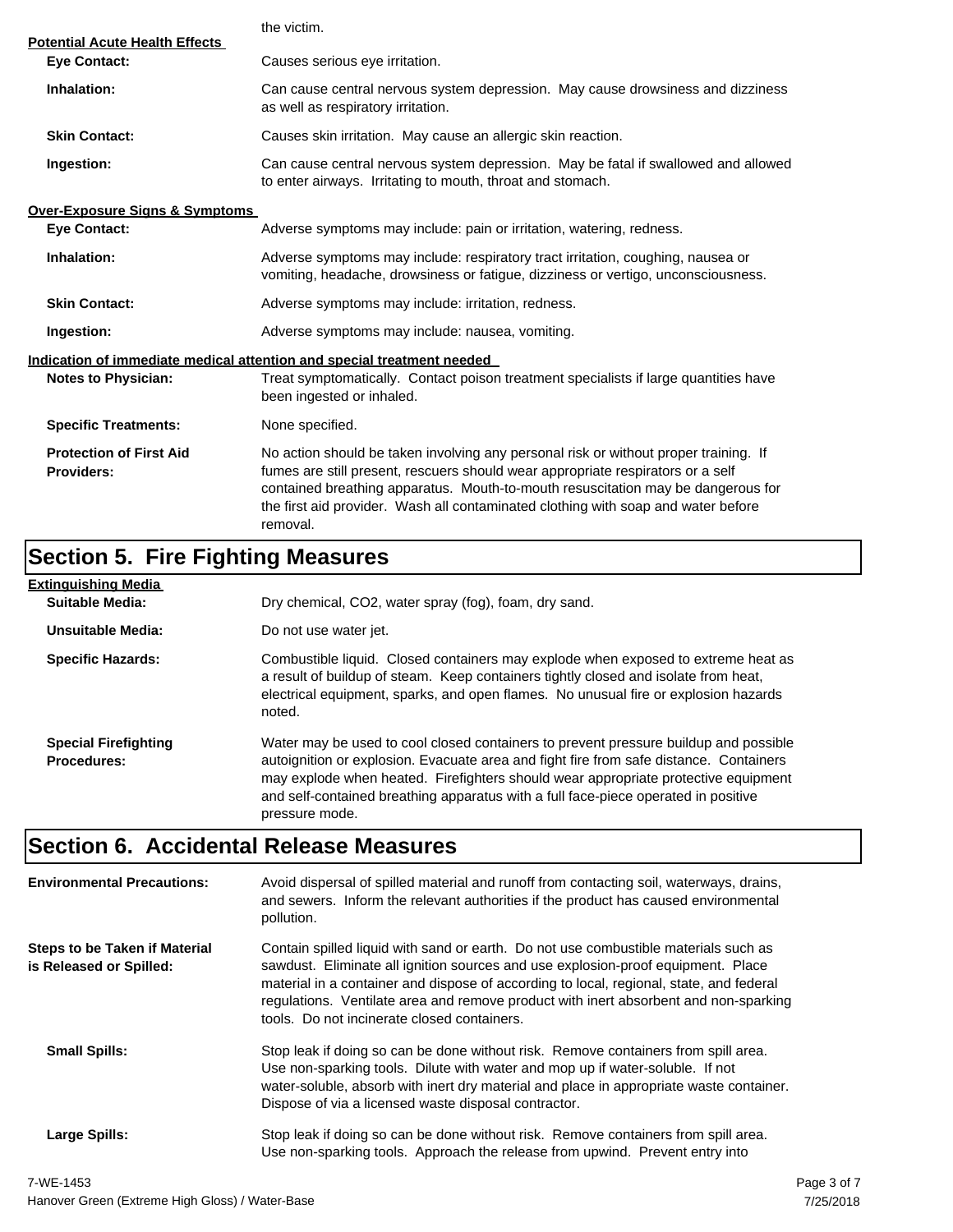the victim.

**Potential Acute Health Effects**

**Eye Contact:** Causes serious eye irritation.

**Inhalation:** Can cause central nervous system depression. May cause drowsiness and dizziness as well as respiratory irritation.

**Skin Contact:** Causes skin irritation. May cause an allergic skin reaction.

**Ingestion:** Can cause central nervous system depression. May be fatal if swallowed and allowed to enter airways. Irritating to mouth, throat and stomach.

**Over-Exposure Signs & Symptoms**

**Eye Contact:** Adverse symptoms may include: pain or irritation, watering, redness.

**Inhalation:** Adverse symptoms may include: respiratory tract irritation, coughing, nausea or vomiting, headache, drowsiness or fatigue, dizziness or vertigo, unconsciousness.

**Skin Contact:** Adverse symptoms may include: irritation, redness.

**Ingestion:** Adverse symptoms may include: nausea, vomiting.

**Indication of immediate medical attention and special treatment needed**

**Notes to Physician:** Treat symptomatically. Contact poison treatment specialists if large quantities have been ingested or inhaled.

**Specific Treatments:** None specified.

**Protection of First Aid Providers:** No action should be taken involving any personal risk or without proper training. If fumes are still present, rescuers should wear appropriate respirators or a self contained breathing apparatus. Mouth-to-mouth resuscitation may be dangerous for the first aid provider. Wash all contaminated clothing with soap and water before removal.

## Section 5. Fire Fighting Measures

**Extinguishing Media**

**Suitable Media:** Dry chemical, CO2, water spray (fog), foam, dry sand.

**Unsuitable Media:** Do not use water jet.

**Specific Hazards:** Combustible liquid. Closed containers may explode when exposed to extreme heat as a result of buildup of steam. Keep containers tightly closed and isolate from heat, electrical equipment, sparks, and open flames. No unusual fire or explosion hazards noted.

**Special Firefighting Procedures:** Water may be used to cool closed containers to prevent pressure buildup and possible autoignition or explosion. Evacuate area and fight fire from safe distance. Containers may explode when heated. Firefighters should wear appropriate protective equipment and self-contained breathing apparatus with a full face-piece operated in positive pressure mode.

## Section 6. Accidental Release Measures

**Environmental Precautions:** Avoid dispersal of spilled material and runoff from contacting soil, waterways, drains, and sewers. Inform the relevant authorities if the product has caused environmental pollution.

**Steps to be Taken if Material is Released or Spilled:** Contain spilled liquid with sand or earth. Do not use combustible materials such as sawdust. Eliminate all ignition sources and use explosion-proof equipment. Place material in a container and dispose of according to local, regional, state, and federal regulations. Ventilate area and remove product with inert absorbent and non-sparking tools. Do not incinerate closed containers.

**Small Spills:** Stop leak if doing so can be done without risk. Remove containers from spill area. Use non-sparking tools. Dilute with water and mop up if water-soluble. If not water-soluble, absorb with inert dry material and place in appropriate waste container. Dispose of via a licensed waste disposal contractor.

**Large Spills:** Stop leak if doing so can be done without risk. Remove containers from spill area. Use non-sparking tools. Approach the release from upwind. Prevent entry into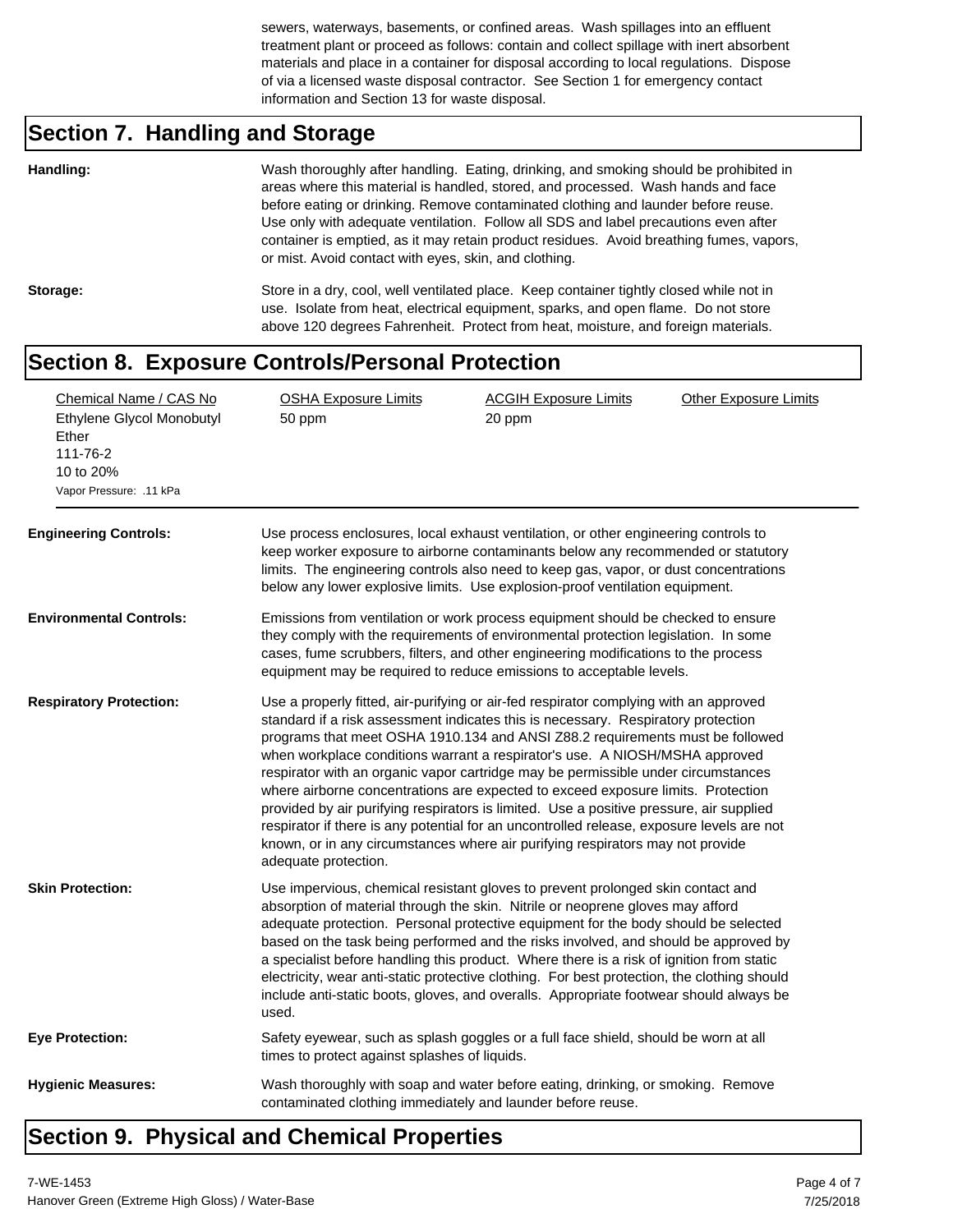sewers, waterways, basements, or confined areas. Wash spillages into an effluent treatment plant or proceed as follows: contain and collect spillage with inert absorbent materials and place in a container for disposal according to local regulations. Dispose of via a licensed waste disposal contractor. See Section 1 for emergency contact information and Section 13 for waste disposal.

## Section 7. Handling and Storage

**Handling:** Wash thoroughly after handling. Eating, drinking, and smoking should be prohibited in areas where this material is handled, stored, and processed. Wash hands and face before eating or drinking. Remove contaminated clothing and launder before reuse. Use only with adequate ventilation. Follow all SDS and label precautions even after container is emptied, as it may retain product residues. Avoid breathing fumes, vapors, or mist. Avoid contact with eyes, skin, and clothing.

**Storage:** Store in a dry, cool, well ventilated place. Keep container tightly closed while not in use. Isolate from heat, electrical equipment, sparks, and open flame. Do not store above 120 degrees Fahrenheit. Protect from heat, moisture, and foreign materials.

## Section 8. Exposure Controls/Personal Protection

| Chemical Name / CAS No | OSHA Exposure Limits | ACGIH Exposure Limits | Other Exposure Limits |
|---|---|---|---|
| Ethylene Glycol Monobutyl Ether<br>111-76-2<br>10 to 20%<br>Vapor Pressure: .11 kPa | 50 ppm | 20 ppm | |

**Engineering Controls:** Use process enclosures, local exhaust ventilation, or other engineering controls to keep worker exposure to airborne contaminants below any recommended or statutory limits. The engineering controls also need to keep gas, vapor, or dust concentrations below any lower explosive limits. Use explosion-proof ventilation equipment.

**Environmental Controls:** Emissions from ventilation or work process equipment should be checked to ensure they comply with the requirements of environmental protection legislation. In some cases, fume scrubbers, filters, and other engineering modifications to the process equipment may be required to reduce emissions to acceptable levels.

**Respiratory Protection:** Use a properly fitted, air-purifying or air-fed respirator complying with an approved standard if a risk assessment indicates this is necessary. Respiratory protection programs that meet OSHA 1910.134 and ANSI Z88.2 requirements must be followed when workplace conditions warrant a respirator's use. A NIOSH/MSHA approved respirator with an organic vapor cartridge may be permissible under circumstances where airborne concentrations are expected to exceed exposure limits. Protection provided by air purifying respirators is limited. Use a positive pressure, air supplied respirator if there is any potential for an uncontrolled release, exposure levels are not known, or in any circumstances where air purifying respirators may not provide adequate protection.

**Skin Protection:** Use impervious, chemical resistant gloves to prevent prolonged skin contact and absorption of material through the skin. Nitrile or neoprene gloves may afford adequate protection. Personal protective equipment for the body should be selected based on the task being performed and the risks involved, and should be approved by a specialist before handling this product. Where there is a risk of ignition from static electricity, wear anti-static protective clothing. For best protection, the clothing should include anti-static boots, gloves, and overalls. Appropriate footwear should always be used.

**Eye Protection:** Safety eyewear, such as splash goggles or a full face shield, should be worn at all times to protect against splashes of liquids.

**Hygienic Measures:** Wash thoroughly with soap and water before eating, drinking, or smoking. Remove contaminated clothing immediately and launder before reuse.

## Section 9. Physical and Chemical Properties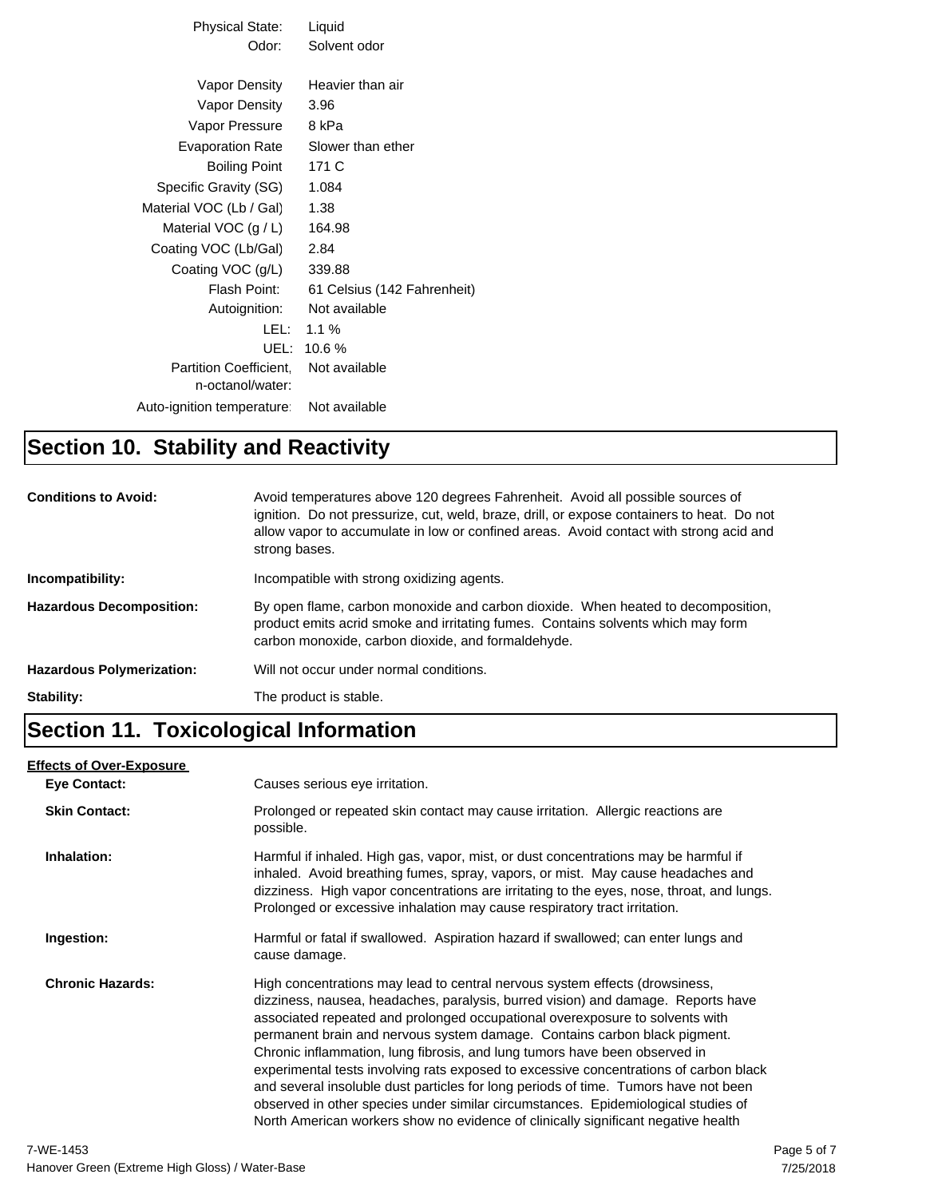| | |
|---|---|
| Physical State: | Liquid |
| Odor: | Solvent odor |
| Vapor Density | Heavier than air |
| Vapor Density | 3.96 |
| Vapor Pressure | 8 kPa |
| Evaporation Rate | Slower than ether |
| Boiling Point | 171 C |
| Specific Gravity (SG) | 1.084 |
| Material VOC (Lb / Gal) | 1.38 |
| Material VOC (g / L) | 164.98 |
| Coating VOC (Lb/Gal) | 2.84 |
| Coating VOC (g/L) | 339.88 |
| Flash Point: | 61 Celsius (142 Fahrenheit) |
| Autoignition: | Not available |
| LEL: | 1.1 % |
| UEL: | 10.6 % |
| Partition Coefficient, n-octanol/water: | Not available |
| Auto-ignition temperature: | Not available |

# Section 10. Stability and Reactivity

**Conditions to Avoid:** Avoid temperatures above 120 degrees Fahrenheit. Avoid all possible sources of ignition. Do not pressurize, cut, weld, braze, drill, or expose containers to heat. Do not allow vapor to accumulate in low or confined areas. Avoid contact with strong acid and strong bases.

**Incompatibility:** Incompatible with strong oxidizing agents.

**Hazardous Decomposition:** By open flame, carbon monoxide and carbon dioxide. When heated to decomposition, product emits acrid smoke and irritating fumes. Contains solvents which may form carbon monoxide, carbon dioxide, and formaldehyde.

**Hazardous Polymerization:** Will not occur under normal conditions.

**Stability:** The product is stable.

# Section 11. Toxicological Information

**Effects of Over-Exposure**

**Eye Contact:** Causes serious eye irritation.

**Skin Contact:** Prolonged or repeated skin contact may cause irritation. Allergic reactions are possible.

**Inhalation:** Harmful if inhaled. High gas, vapor, mist, or dust concentrations may be harmful if inhaled. Avoid breathing fumes, spray, vapors, or mist. May cause headaches and dizziness. High vapor concentrations are irritating to the eyes, nose, throat, and lungs. Prolonged or excessive inhalation may cause respiratory tract irritation.

**Ingestion:** Harmful or fatal if swallowed. Aspiration hazard if swallowed; can enter lungs and cause damage.

**Chronic Hazards:** High concentrations may lead to central nervous system effects (drowsiness, dizziness, nausea, headaches, paralysis, burred vision) and damage. Reports have associated repeated and prolonged occupational overexposure to solvents with permanent brain and nervous system damage. Contains carbon black pigment. Chronic inflammation, lung fibrosis, and lung tumors have been observed in experimental tests involving rats exposed to excessive concentrations of carbon black and several insoluble dust particles for long periods of time. Tumors have not been observed in other species under similar circumstances. Epidemiological studies of North American workers show no evidence of clinically significant negative health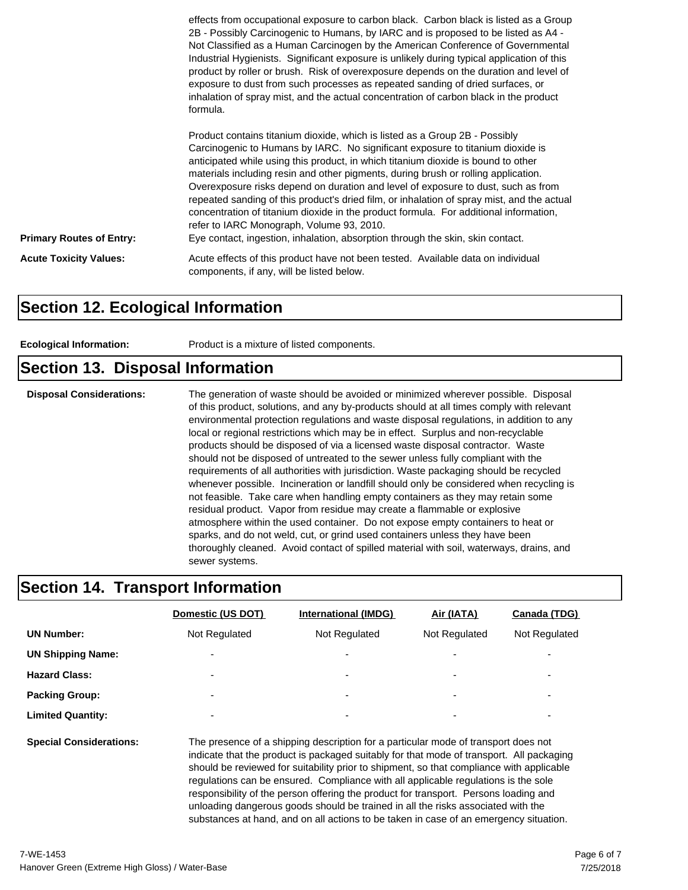effects from occupational exposure to carbon black. Carbon black is listed as a Group 2B - Possibly Carcinogenic to Humans, by IARC and is proposed to be listed as A4 - Not Classified as a Human Carcinogen by the American Conference of Governmental Industrial Hygienists. Significant exposure is unlikely during typical application of this product by roller or brush. Risk of overexposure depends on the duration and level of exposure to dust from such processes as repeated sanding of dried surfaces, or inhalation of spray mist, and the actual concentration of carbon black in the product formula.

Product contains titanium dioxide, which is listed as a Group 2B - Possibly Carcinogenic to Humans by IARC. No significant exposure to titanium dioxide is anticipated while using this product, in which titanium dioxide is bound to other materials including resin and other pigments, during brush or rolling application. Overexposure risks depend on duration and level of exposure to dust, such as from repeated sanding of this product's dried film, or inhalation of spray mist, and the actual concentration of titanium dioxide in the product formula. For additional information, refer to IARC Monograph, Volume 93, 2010.

**Primary Routes of Entry:** Eye contact, ingestion, inhalation, absorption through the skin, skin contact.

**Acute Toxicity Values:** Acute effects of this product have not been tested. Available data on individual components, if any, will be listed below.

## Section 12. Ecological Information

**Ecological Information:** Product is a mixture of listed components.

## Section 13. Disposal Information

**Disposal Considerations:** The generation of waste should be avoided or minimized wherever possible. Disposal of this product, solutions, and any by-products should at all times comply with relevant environmental protection regulations and waste disposal regulations, in addition to any local or regional restrictions which may be in effect. Surplus and non-recyclable products should be disposed of via a licensed waste disposal contractor. Waste should not be disposed of untreated to the sewer unless fully compliant with the requirements of all authorities with jurisdiction. Waste packaging should be recycled whenever possible. Incineration or landfill should only be considered when recycling is not feasible. Take care when handling empty containers as they may retain some residual product. Vapor from residue may create a flammable or explosive atmosphere within the used container. Do not expose empty containers to heat or sparks, and do not weld, cut, or grind used containers unless they have been thoroughly cleaned. Avoid contact of spilled material with soil, waterways, drains, and sewer systems.

## Section 14. Transport Information

| | Domestic (US DOT) | International (IMDG) | Air (IATA) | Canada (TDG) |
|---|---|---|---|---|
| **UN Number:** | Not Regulated | Not Regulated | Not Regulated | Not Regulated |
| **UN Shipping Name:** | - | - | - | - |
| **Hazard Class:** | - | - | - | - |
| **Packing Group:** | - | - | - | - |
| **Limited Quantity:** | - | - | - | - |

**Special Considerations:** The presence of a shipping description for a particular mode of transport does not indicate that the product is packaged suitably for that mode of transport. All packaging should be reviewed for suitability prior to shipment, so that compliance with applicable regulations can be ensured. Compliance with all applicable regulations is the sole responsibility of the person offering the product for transport. Persons loading and unloading dangerous goods should be trained in all the risks associated with the substances at hand, and on all actions to be taken in case of an emergency situation.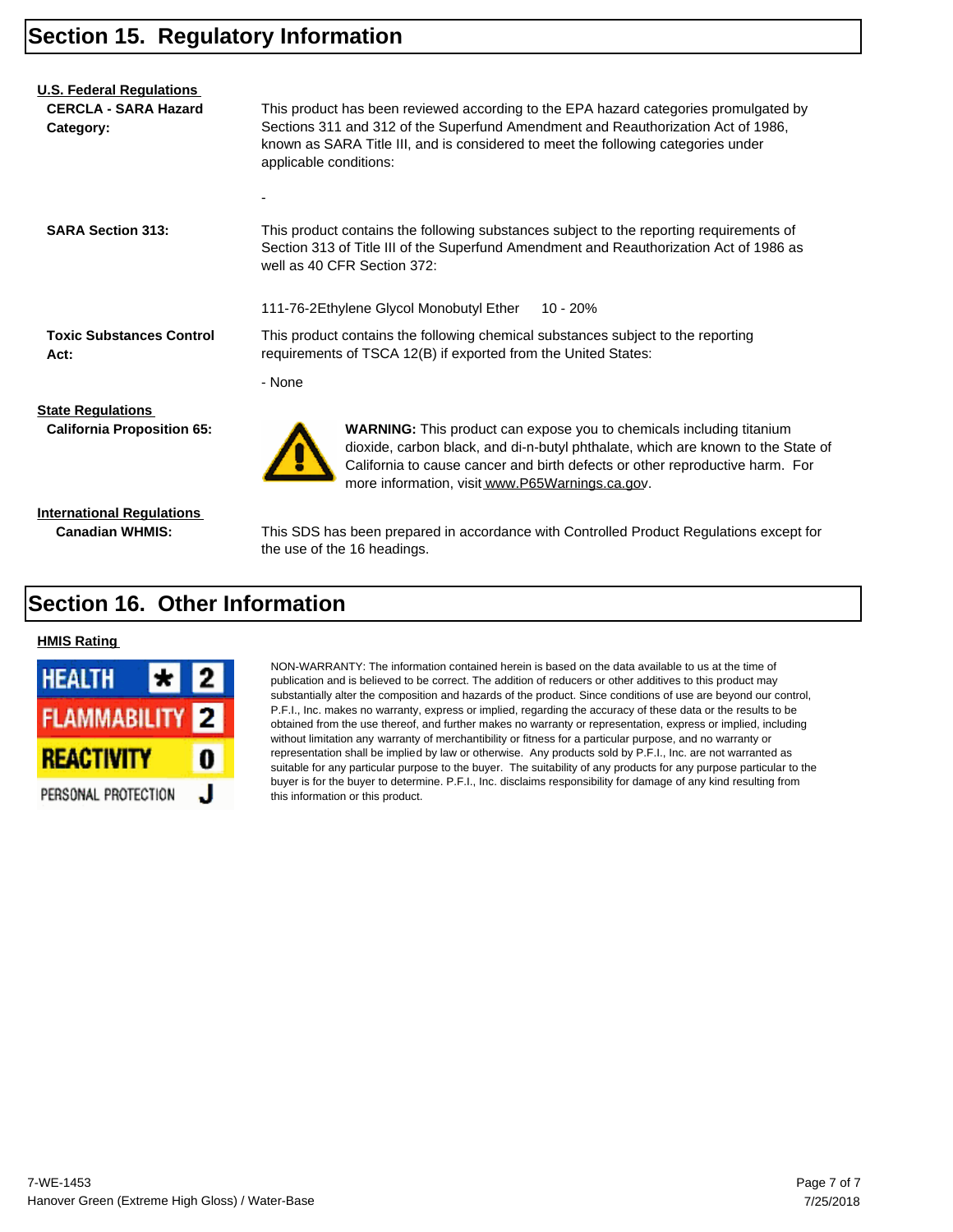# Section 15. Regulatory Information

**U.S. Federal Regulations**

**CERCLA - SARA Hazard Category:**

This product has been reviewed according to the EPA hazard categories promulgated by Sections 311 and 312 of the Superfund Amendment and Reauthorization Act of 1986, known as SARA Title III, and is considered to meet the following categories under applicable conditions:

-

**SARA Section 313:**

This product contains the following substances subject to the reporting requirements of Section 313 of Title III of the Superfund Amendment and Reauthorization Act of 1986 as well as 40 CFR Section 372:

111-76-2Ethylene Glycol Monobutyl Ether 10 - 20%

**Toxic Substances Control Act:**

This product contains the following chemical substances subject to the reporting requirements of TSCA 12(B) if exported from the United States:

- None

**State Regulations**

**California Proposition 65:**

**WARNING:** This product can expose you to chemicals including titanium dioxide, carbon black, and di-n-butyl phthalate, which are known to the State of California to cause cancer and birth defects or other reproductive harm. For more information, visit www.P65Warnings.ca.gov.

**International Regulations**

**Canadian WHMIS:**

This SDS has been prepared in accordance with Controlled Product Regulations except for the use of the 16 headings.

# Section 16. Other Information

**HMIS Rating**

| | | |
|---|---|---|
| HEALTH | * | 2 |
| FLAMMABILITY | | 2 |
| REACTIVITY | | 0 |
| PERSONAL PROTECTION | | J |

NON-WARRANTY: The information contained herein is based on the data available to us at the time of publication and is believed to be correct. The addition of reducers or other additives to this product may substantially alter the composition and hazards of the product. Since conditions of use are beyond our control, P.F.I., Inc. makes no warranty, express or implied, regarding the accuracy of these data or the results to be obtained from the use thereof, and further makes no warranty or representation, express or implied, including without limitation any warranty of merchantibility or fitness for a particular purpose, and no warranty or representation shall be implied by law or otherwise. Any products sold by P.F.I., Inc. are not warranted as suitable for any particular purpose to the buyer. The suitability of any products for any purpose particular to the buyer is for the buyer to determine. P.F.I., Inc. disclaims responsibility for damage of any kind resulting from this information or this product.